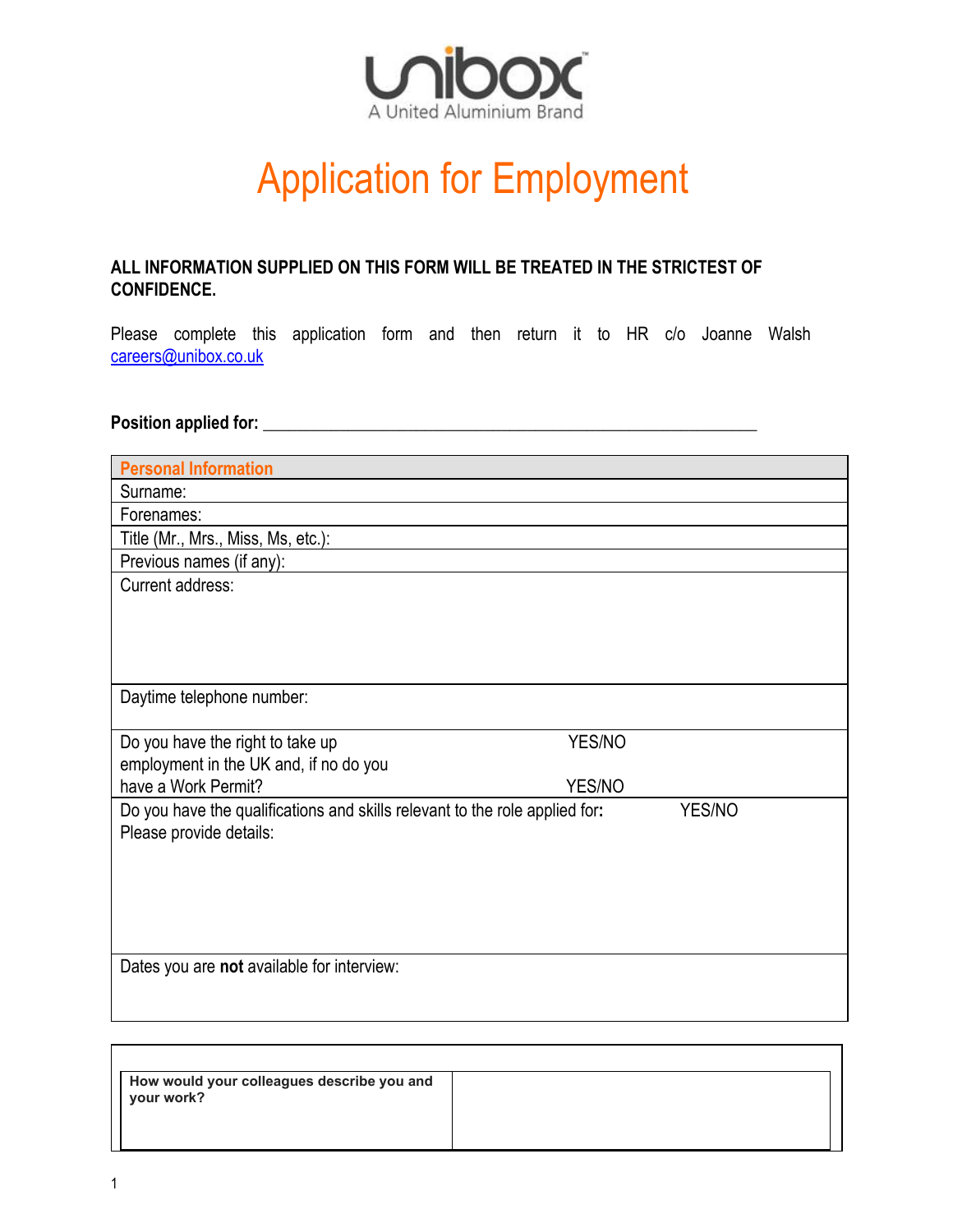unibox™
A United Aluminium Brand

# Application for Employment

**ALL INFORMATION SUPPLIED ON THIS FORM WILL BE TREATED IN THE STRICTEST OF CONFIDENCE.**

Please complete this application form and then return it to HR c/o Joanne Walsh careers@unibox.co.uk

**Position applied for:** ___________________________________________________________

| Personal Information | |
|---|---|
| Surname: | |
| Forenames: | |
| Title (Mr., Mrs., Miss, Ms, etc.): | |
| Previous names (if any): | |
| Current address: | |
| Daytime telephone number: | |
| Do you have the right to take up employment in the UK and, if no do you have a Work Permit? | YES/NO<br>YES/NO |
| Do you have the qualifications and skills relevant to the role applied for**:**<br>Please provide details: | YES/NO |
| Dates you are **not** available for interview: | |

| | |
|---|---|
| **How would your colleagues describe you and your work?** | |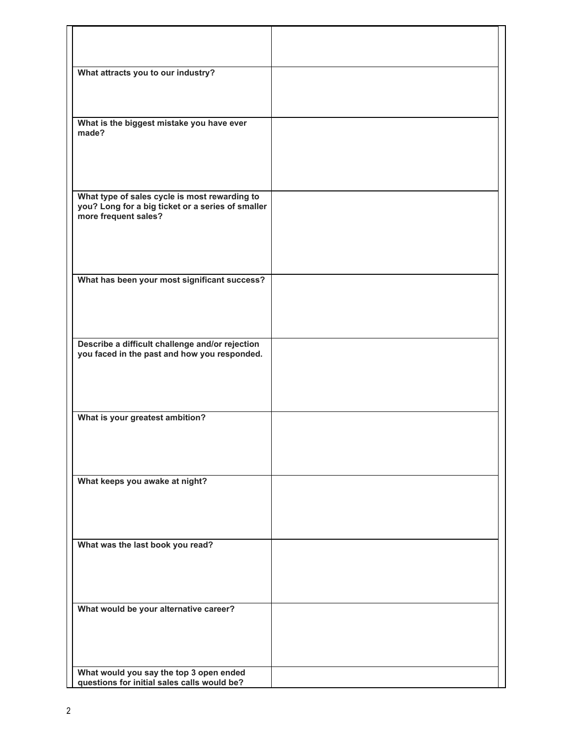| | |
|---|---|
| | |
| **What attracts you to our industry?** | |
| **What is the biggest mistake you have ever made?** | |
| **What type of sales cycle is most rewarding to you? Long for a big ticket or a series of smaller more frequent sales?** | |
| **What has been your most significant success?** | |
| **Describe a difficult challenge and/or rejection you faced in the past and how you responded.** | |
| **What is your greatest ambition?** | |
| **What keeps you awake at night?** | |
| **What was the last book you read?** | |
| **What would be your alternative career?** | |
| **What would you say the top 3 open ended questions for initial sales calls would be?** | |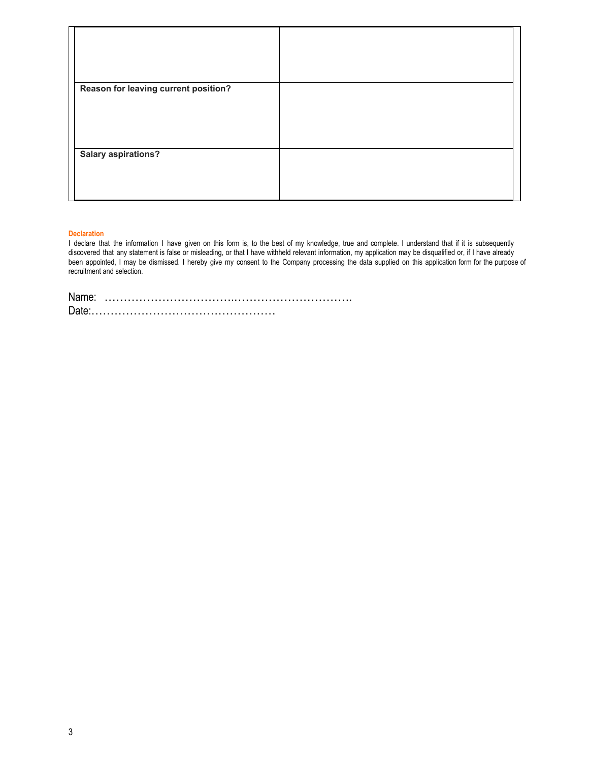| | |
|---|---|
| | |
| **Reason for leaving current position?** | |
| **Salary aspirations?** | |

**Declaration**

I declare that the information I have given on this form is, to the best of my knowledge, true and complete. I understand that if it is subsequently discovered that any statement is false or misleading, or that I have withheld relevant information, my application may be disqualified or, if I have already been appointed, I may be dismissed. I hereby give my consent to the Company processing the data supplied on this application form for the purpose of recruitment and selection.

Name: ………………………………………………………………

Date:…………………………………………